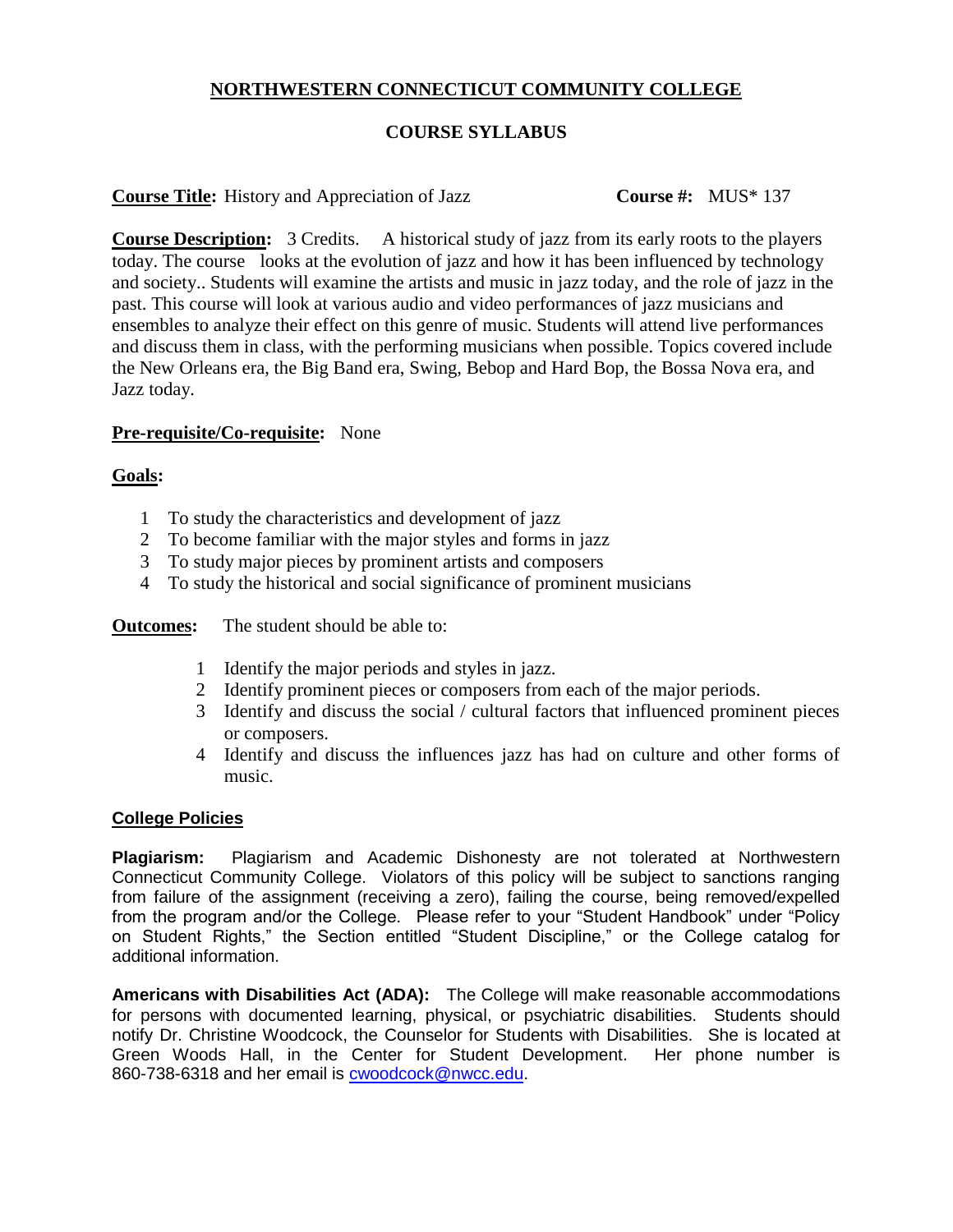# NORTHWESTERN CONNECTICUT COMMUNITY COLLEGE

## COURSE SYLLABUS

**Course Title:** History and Appreciation of Jazz **Course #:** MUS* 137

**Course Description:** 3 Credits. A historical study of jazz from its early roots to the players today. The course looks at the evolution of jazz and how it has been influenced by technology and society.. Students will examine the artists and music in jazz today, and the role of jazz in the past. This course will look at various audio and video performances of jazz musicians and ensembles to analyze their effect on this genre of music. Students will attend live performances and discuss them in class, with the performing musicians when possible. Topics covered include the New Orleans era, the Big Band era, Swing, Bebop and Hard Bop, the Bossa Nova era, and Jazz today.

**Pre-requisite/Co-requisite:** None

**Goals:**

1. To study the characteristics and development of jazz
2. To become familiar with the major styles and forms in jazz
3. To study major pieces by prominent artists and composers
4. To study the historical and social significance of prominent musicians

**Outcomes:** The student should be able to:

1. Identify the major periods and styles in jazz.
2. Identify prominent pieces or composers from each of the major periods.
3. Identify and discuss the social / cultural factors that influenced prominent pieces or composers.
4. Identify and discuss the influences jazz has had on culture and other forms of music.

**College Policies**

**Plagiarism:** Plagiarism and Academic Dishonesty are not tolerated at Northwestern Connecticut Community College. Violators of this policy will be subject to sanctions ranging from failure of the assignment (receiving a zero), failing the course, being removed/expelled from the program and/or the College. Please refer to your "Student Handbook" under "Policy on Student Rights," the Section entitled "Student Discipline," or the College catalog for additional information.

**Americans with Disabilities Act (ADA):** The College will make reasonable accommodations for persons with documented learning, physical, or psychiatric disabilities. Students should notify Dr. Christine Woodcock, the Counselor for Students with Disabilities. She is located at Green Woods Hall, in the Center for Student Development. Her phone number is 860-738-6318 and her email is cwoodcock@nwcc.edu.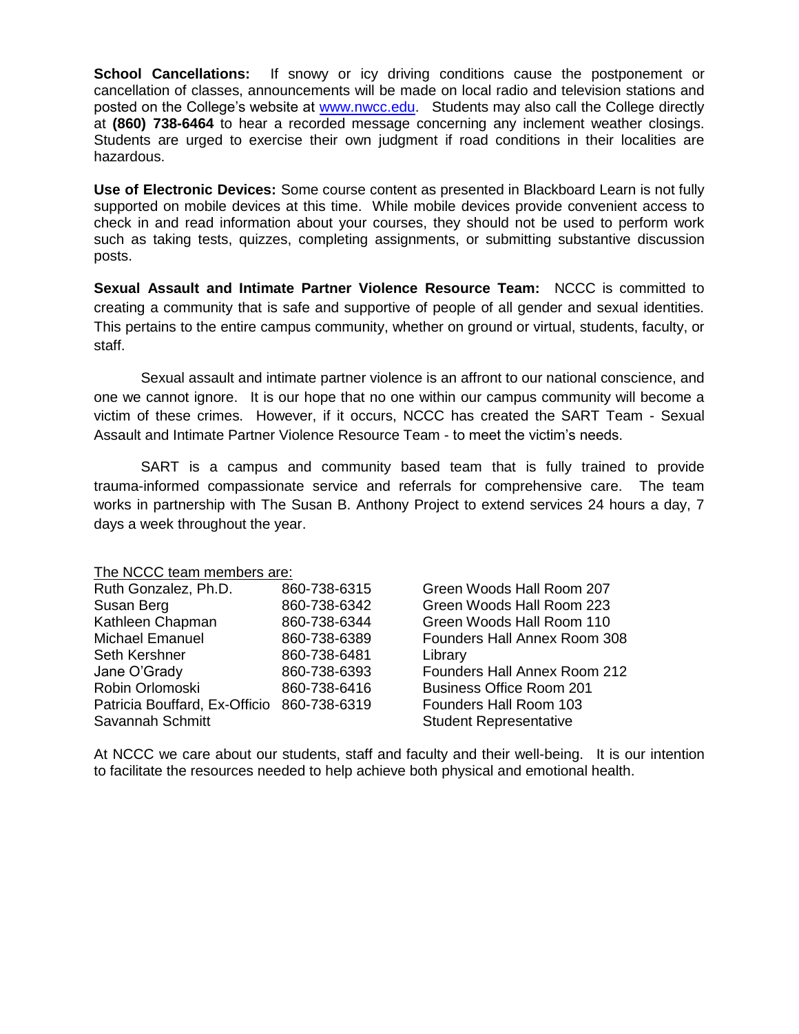**School Cancellations:** If snowy or icy driving conditions cause the postponement or cancellation of classes, announcements will be made on local radio and television stations and posted on the College's website at [www.nwcc.edu](http://www.nwcc.edu). Students may also call the College directly at **(860) 738-6464** to hear a recorded message concerning any inclement weather closings. Students are urged to exercise their own judgment if road conditions in their localities are hazardous.

**Use of Electronic Devices:** Some course content as presented in Blackboard Learn is not fully supported on mobile devices at this time. While mobile devices provide convenient access to check in and read information about your courses, they should not be used to perform work such as taking tests, quizzes, completing assignments, or submitting substantive discussion posts.

**Sexual Assault and Intimate Partner Violence Resource Team:** NCCC is committed to creating a community that is safe and supportive of people of all gender and sexual identities. This pertains to the entire campus community, whether on ground or virtual, students, faculty, or staff.

Sexual assault and intimate partner violence is an affront to our national conscience, and one we cannot ignore. It is our hope that no one within our campus community will become a victim of these crimes. However, if it occurs, NCCC has created the SART Team - Sexual Assault and Intimate Partner Violence Resource Team - to meet the victim's needs.

SART is a campus and community based team that is fully trained to provide trauma-informed compassionate service and referrals for comprehensive care. The team works in partnership with The Susan B. Anthony Project to extend services 24 hours a day, 7 days a week throughout the year.

The NCCC team members are:

| | | |
|---|---|---|
| Ruth Gonzalez, Ph.D. | 860-738-6315 | Green Woods Hall Room 207 |
| Susan Berg | 860-738-6342 | Green Woods Hall Room 223 |
| Kathleen Chapman | 860-738-6344 | Green Woods Hall Room 110 |
| Michael Emanuel | 860-738-6389 | Founders Hall Annex Room 308 |
| Seth Kershner | 860-738-6481 | Library |
| Jane O'Grady | 860-738-6393 | Founders Hall Annex Room 212 |
| Robin Orlomoski | 860-738-6416 | Business Office Room 201 |
| Patricia Bouffard, Ex-Officio | 860-738-6319 | Founders Hall Room 103 |
| Savannah Schmitt | | Student Representative |

At NCCC we care about our students, staff and faculty and their well-being. It is our intention to facilitate the resources needed to help achieve both physical and emotional health.